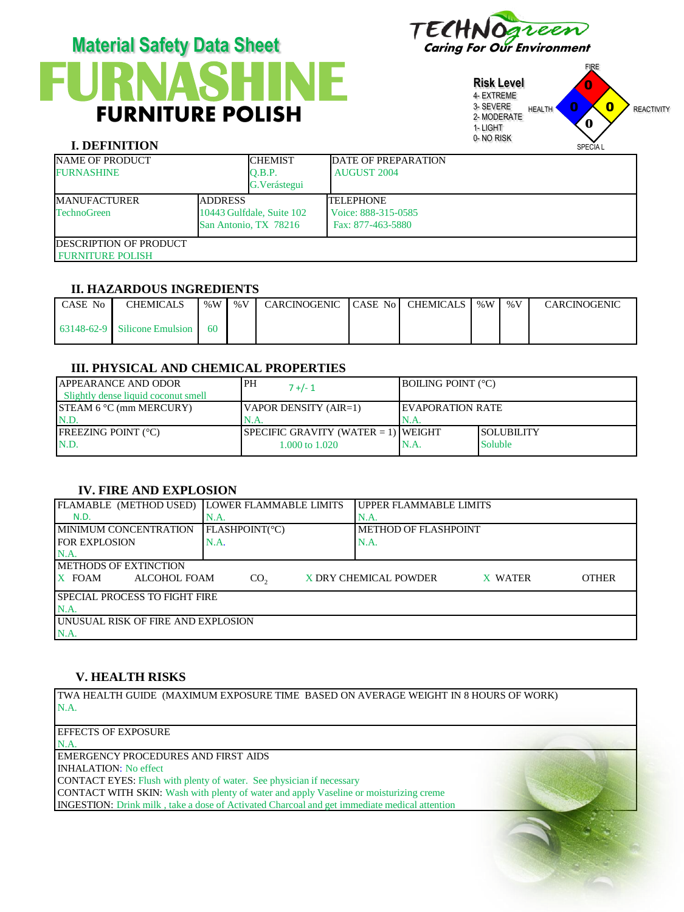# Material Safety Data Sheet

# FURNASHINE

## FURNITURE POLISH

TECHNOgreen
Caring For Our Environment

**Risk Level**
4- EXTREME
3- SEVERE
2- MODERATE
1- LIGHT
0- NO RISK

FIRE: 0
HEALTH: 0
REACTIVITY: 0
SPECIAL: 0

## I. DEFINITION

| NAME OF PRODUCT | CHEMIST | DATE OF PREPARATION |
|---|---|---|
| FURNASHINE | Q.B.P. G.Verástegui | AUGUST 2004 |

| MANUFACTURER | ADDRESS | TELEPHONE |
|---|---|---|
| TechnoGreen | 10443 Gulfdale, Suite 102 San Antonio, TX 78216 | Voice: 888-315-0585 Fax: 877-463-5880 |

DESCRIPTION OF PRODUCT
FURNITURE POLISH

## II. HAZARDOUS INGREDIENTS

| CASE No | CHEMICALS | %W | %V | CARCINOGENIC | CASE No | CHEMICALS | %W | %V | CARCINOGENIC |
|---|---|---|---|---|---|---|---|---|---|
| 63148-62-9 | Silicone Emulsion | 60 | | | | | | | |

## III. PHYSICAL AND CHEMICAL PROPERTIES

| APPEARANCE AND ODOR | PH | BOILING POINT (°C) | |
|---|---|---|---|
| Slightly dense liquid coconut smell | 7 +/- 1 | | |
| STEAM 6 °C (mm MERCURY) | VAPOR DENSITY (AIR=1) | EVAPORATION RATE | |
| N.D. | N.A. | N.A. | |
| FREEZING POINT (°C) | SPECIFIC GRAVITY (WATER = 1) | WEIGHT | SOLUBILITY |
| N.D. | 1.000 to 1.020 | N.A. | Soluble |

## IV. FIRE AND EXPLOSION

| FLAMABLE (METHOD USED) | LOWER FLAMMABLE LIMITS | UPPER FLAMMABLE LIMITS |
|---|---|---|
| N.D. | N.A. | N.A. |
| MINIMUM CONCENTRATION FOR EXPLOSION | FLASHPOINT(°C) | METHOD OF FLASHPOINT |
| N.A. | N.A. | N.A. |

METHODS OF EXTINCTION
X FOAM    ALCOHOL FOAM    $CO_2$    X DRY CHEMICAL POWDER    X WATER    OTHER

SPECIAL PROCESS TO FIGHT FIRE
N.A.

UNUSUAL RISK OF FIRE AND EXPLOSION
N.A.

## V. HEALTH RISKS

TWA HEALTH GUIDE (MAXIMUM EXPOSURE TIME BASED ON AVERAGE WEIGHT IN 8 HOURS OF WORK)
N.A.

EFFECTS OF EXPOSURE
N.A.

EMERGENCY PROCEDURES AND FIRST AIDS
INHALATION: No effect
CONTACT EYES: Flush with plenty of water. See physician if necessary
CONTACT WITH SKIN: Wash with plenty of water and apply Vaseline or moisturizing creme
INGESTION: Drink milk , take a dose of Activated Charcoal and get immediate medical attention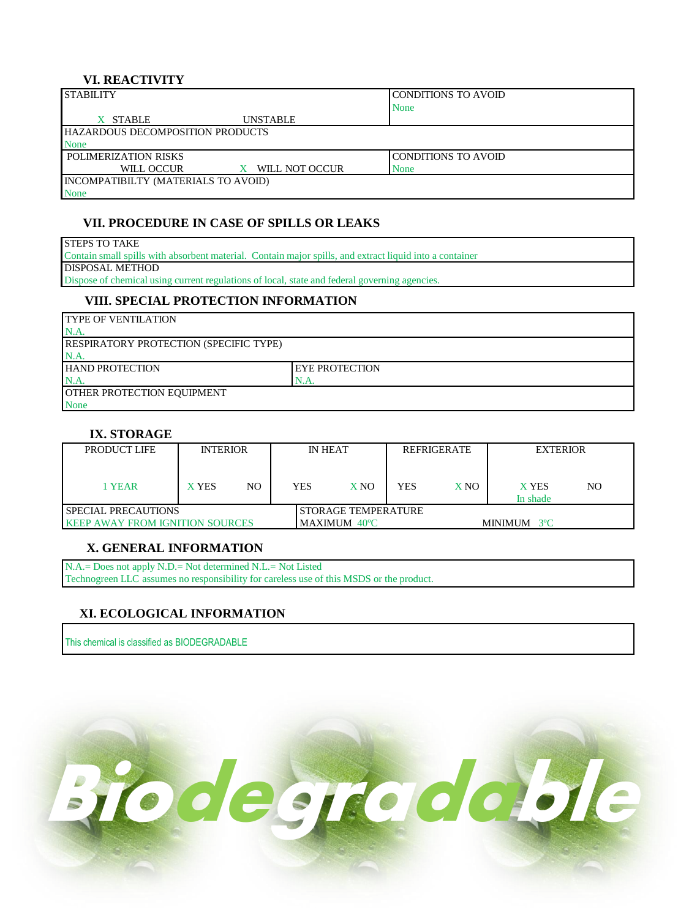## VI. REACTIVITY

| | |
|---|---|
| STABILITY<br>X STABLE &nbsp;&nbsp;&nbsp; UNSTABLE | CONDITIONS TO AVOID<br>None |
| HAZARDOUS DECOMPOSITION PRODUCTS<br>None | |
| POLIMERIZATION RISKS<br>WILL OCCUR &nbsp;&nbsp;&nbsp; X WILL NOT OCCUR | CONDITIONS TO AVOID<br>None |
| INCOMPATIBILTY (MATERIALS TO AVOID)<br>None | |

## VII. PROCEDURE IN CASE OF SPILLS OR LEAKS

| |
|---|
| STEPS TO TAKE<br>Contain small spills with absorbent material. Contain major spills, and extract liquid into a container |
| DISPOSAL METHOD<br>Dispose of chemical using current regulations of local, state and federal governing agencies. |

## VIII. SPECIAL PROTECTION INFORMATION

| | |
|---|---|
| TYPE OF VENTILATION<br>N.A. | |
| RESPIRATORY PROTECTION (SPECIFIC TYPE)<br>N.A. | |
| HAND PROTECTION<br>N.A. | EYE PROTECTION<br>N.A. |
| OTHER PROTECTION EQUIPMENT<br>None | |

## IX. STORAGE

| PRODUCT LIFE | INTERIOR | | IN HEAT | | REFRIGERATE | | EXTERIOR | |
|---|---|---|---|---|---|---|---|---|
| 1 YEAR | X YES | NO | YES | X NO | YES | X NO | X YES<br>In shade | NO |

| | |
|---|---|
| SPECIAL PRECAUTIONS<br>KEEP AWAY FROM IGNITION SOURCES | STORAGE TEMPERATURE<br>MAXIMUM 40ºC &nbsp;&nbsp;&nbsp; MINIMUM 3ºC |

## X. GENERAL INFORMATION

N.A.= Does not apply N.D.= Not determined N.L.= Not Listed
Technogreen LLC assumes no responsibility for careless use of this MSDS or the product.

## XI. ECOLOGICAL INFORMATION

This chemical is classified as BIODEGRADABLE

Biodegradable